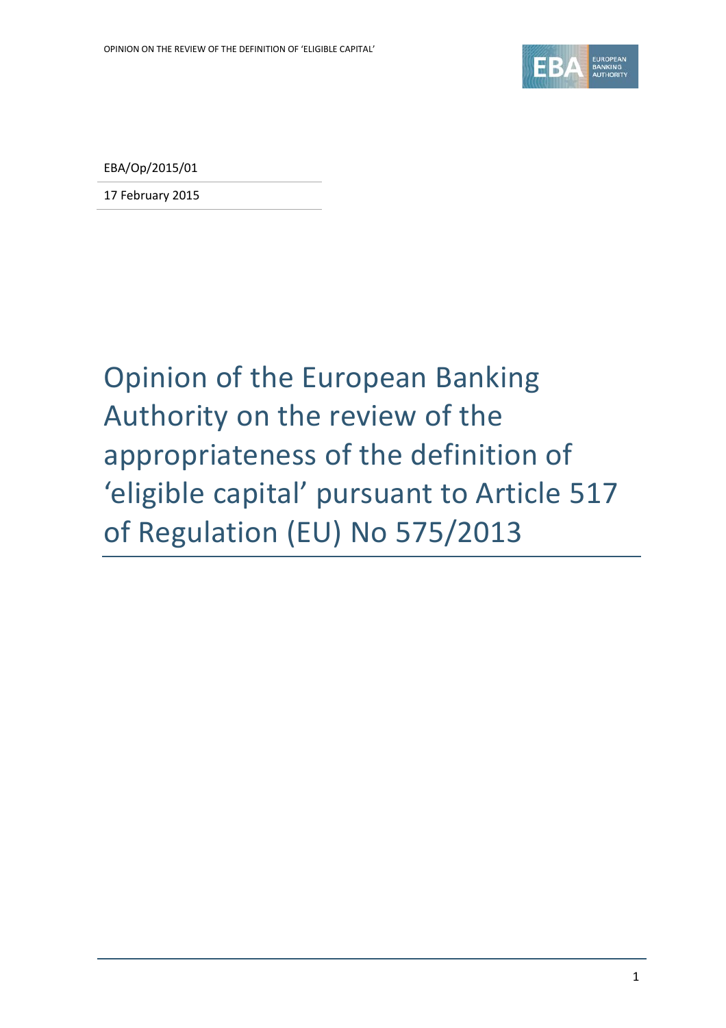EBA/Op/2015/01

17 February 2015

# Opinion of the European Banking Authority on the review of the appropriateness of the definition of 'eligible capital' pursuant to Article 517 of Regulation (EU) No 575/2013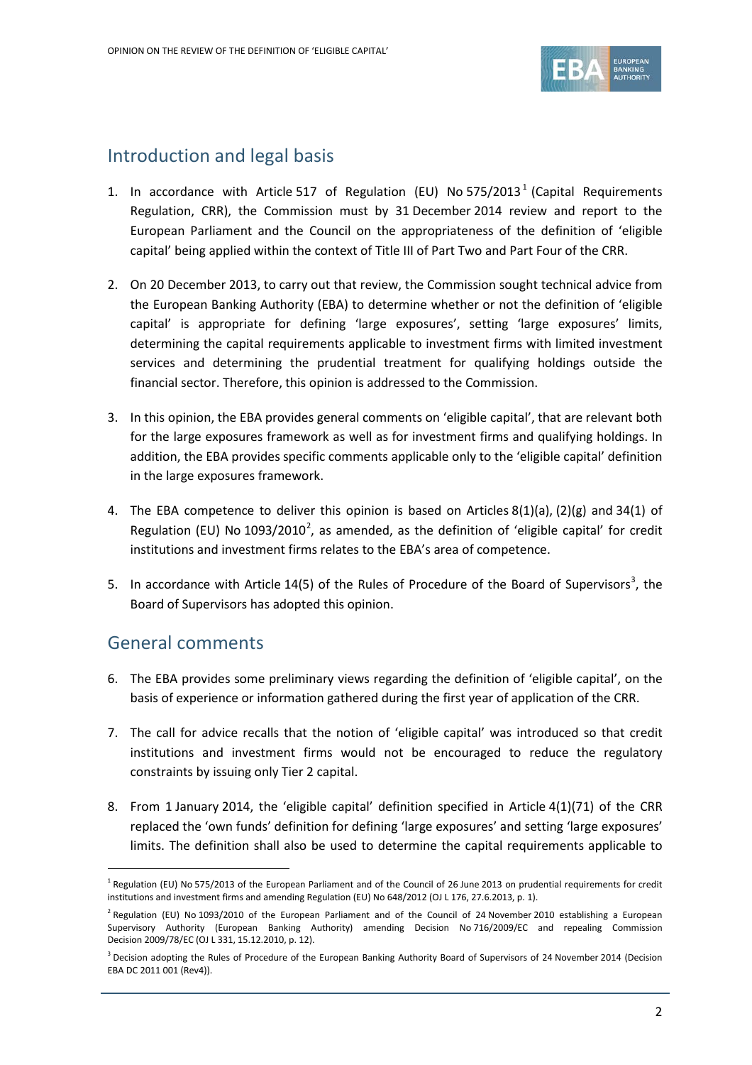## Introduction and legal basis

1. In accordance with Article 517 of Regulation (EU) No 575/2013[1] (Capital Requirements Regulation, CRR), the Commission must by 31 December 2014 review and report to the European Parliament and the Council on the appropriateness of the definition of 'eligible capital' being applied within the context of Title III of Part Two and Part Four of the CRR.

2. On 20 December 2013, to carry out that review, the Commission sought technical advice from the European Banking Authority (EBA) to determine whether or not the definition of 'eligible capital' is appropriate for defining 'large exposures', setting 'large exposures' limits, determining the capital requirements applicable to investment firms with limited investment services and determining the prudential treatment for qualifying holdings outside the financial sector. Therefore, this opinion is addressed to the Commission.

3. In this opinion, the EBA provides general comments on 'eligible capital', that are relevant both for the large exposures framework as well as for investment firms and qualifying holdings. In addition, the EBA provides specific comments applicable only to the 'eligible capital' definition in the large exposures framework.

4. The EBA competence to deliver this opinion is based on Articles 8(1)(a), (2)(g) and 34(1) of Regulation (EU) No 1093/2010[2], as amended, as the definition of 'eligible capital' for credit institutions and investment firms relates to the EBA's area of competence.

5. In accordance with Article 14(5) of the Rules of Procedure of the Board of Supervisors[3], the Board of Supervisors has adopted this opinion.

## General comments

6. The EBA provides some preliminary views regarding the definition of 'eligible capital', on the basis of experience or information gathered during the first year of application of the CRR.

7. The call for advice recalls that the notion of 'eligible capital' was introduced so that credit institutions and investment firms would not be encouraged to reduce the regulatory constraints by issuing only Tier 2 capital.

8. From 1 January 2014, the 'eligible capital' definition specified in Article 4(1)(71) of the CRR replaced the 'own funds' definition for defining 'large exposures' and setting 'large exposures' limits. The definition shall also be used to determine the capital requirements applicable to

---

[1] Regulation (EU) No 575/2013 of the European Parliament and of the Council of 26 June 2013 on prudential requirements for credit institutions and investment firms and amending Regulation (EU) No 648/2012 (OJ L 176, 27.6.2013, p. 1).

[2] Regulation (EU) No 1093/2010 of the European Parliament and of the Council of 24 November 2010 establishing a European Supervisory Authority (European Banking Authority) amending Decision No 716/2009/EC and repealing Commission Decision 2009/78/EC (OJ L 331, 15.12.2010, p. 12).

[3] Decision adopting the Rules of Procedure of the European Banking Authority Board of Supervisors of 24 November 2014 (Decision EBA DC 2011 001 (Rev4)).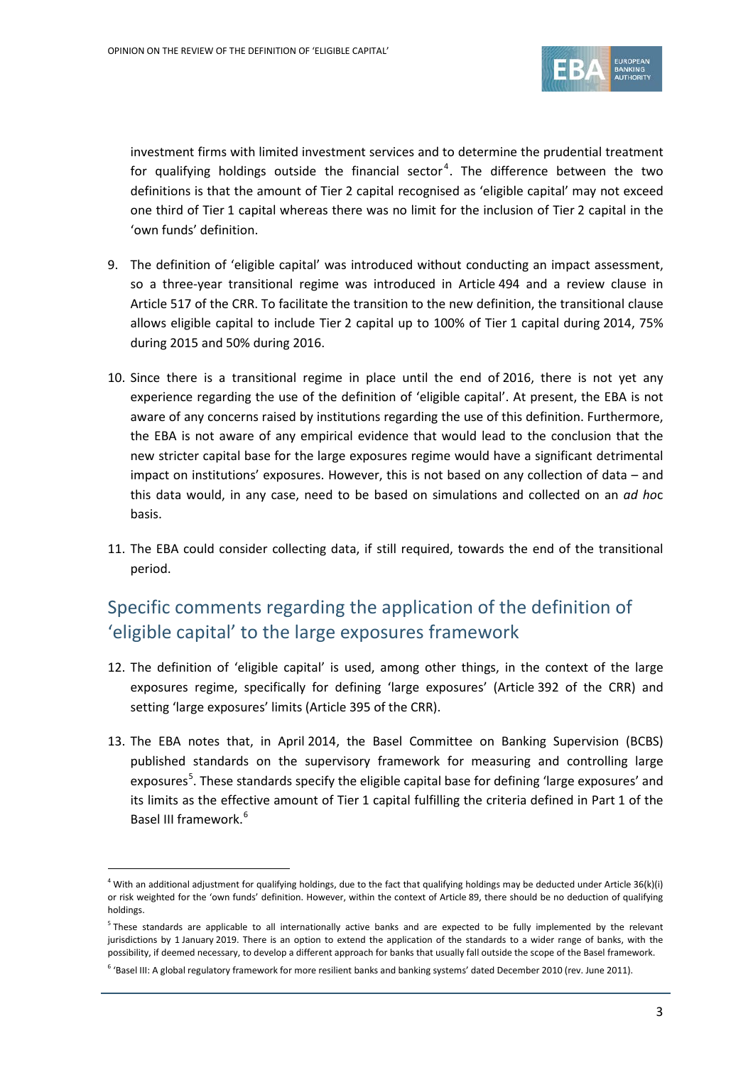investment firms with limited investment services and to determine the prudential treatment for qualifying holdings outside the financial sector[4]. The difference between the two definitions is that the amount of Tier 2 capital recognised as 'eligible capital' may not exceed one third of Tier 1 capital whereas there was no limit for the inclusion of Tier 2 capital in the 'own funds' definition.

9. The definition of 'eligible capital' was introduced without conducting an impact assessment, so a three-year transitional regime was introduced in Article 494 and a review clause in Article 517 of the CRR. To facilitate the transition to the new definition, the transitional clause allows eligible capital to include Tier 2 capital up to 100% of Tier 1 capital during 2014, 75% during 2015 and 50% during 2016.

10. Since there is a transitional regime in place until the end of 2016, there is not yet any experience regarding the use of the definition of 'eligible capital'. At present, the EBA is not aware of any concerns raised by institutions regarding the use of this definition. Furthermore, the EBA is not aware of any empirical evidence that would lead to the conclusion that the new stricter capital base for the large exposures regime would have a significant detrimental impact on institutions' exposures. However, this is not based on any collection of data – and this data would, in any case, need to be based on simulations and collected on an *ad hoc* basis.

11. The EBA could consider collecting data, if still required, towards the end of the transitional period.

## Specific comments regarding the application of the definition of 'eligible capital' to the large exposures framework

12. The definition of 'eligible capital' is used, among other things, in the context of the large exposures regime, specifically for defining 'large exposures' (Article 392 of the CRR) and setting 'large exposures' limits (Article 395 of the CRR).

13. The EBA notes that, in April 2014, the Basel Committee on Banking Supervision (BCBS) published standards on the supervisory framework for measuring and controlling large exposures[5]. These standards specify the eligible capital base for defining 'large exposures' and its limits as the effective amount of Tier 1 capital fulfilling the criteria defined in Part 1 of the Basel III framework.[6]

---

[4] With an additional adjustment for qualifying holdings, due to the fact that qualifying holdings may be deducted under Article 36(k)(i) or risk weighted for the 'own funds' definition. However, within the context of Article 89, there should be no deduction of qualifying holdings.

[5] These standards are applicable to all internationally active banks and are expected to be fully implemented by the relevant jurisdictions by 1 January 2019. There is an option to extend the application of the standards to a wider range of banks, with the possibility, if deemed necessary, to develop a different approach for banks that usually fall outside the scope of the Basel framework.

[6] 'Basel III: A global regulatory framework for more resilient banks and banking systems' dated December 2010 (rev. June 2011).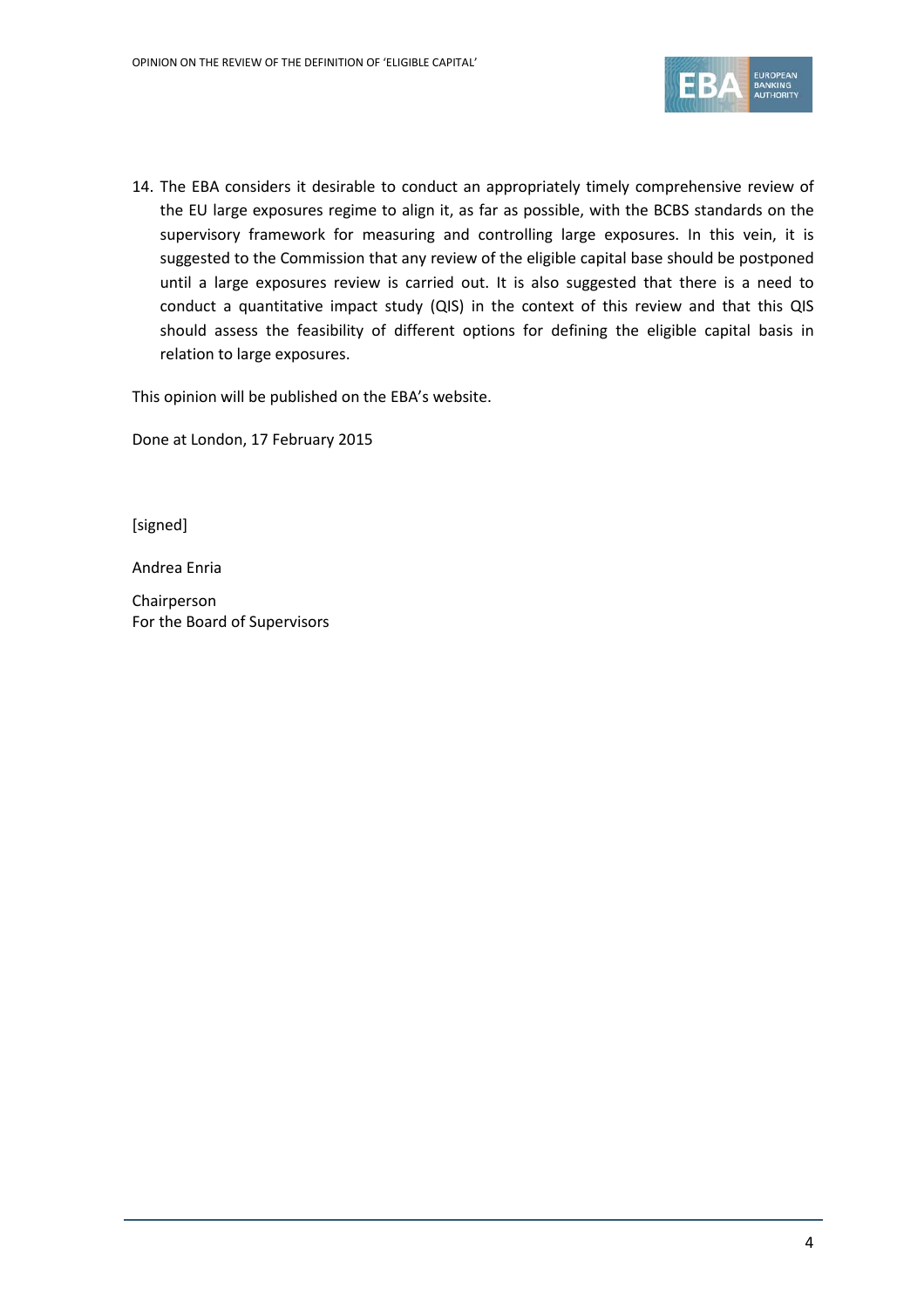14. The EBA considers it desirable to conduct an appropriately timely comprehensive review of the EU large exposures regime to align it, as far as possible, with the BCBS standards on the supervisory framework for measuring and controlling large exposures. In this vein, it is suggested to the Commission that any review of the eligible capital base should be postponed until a large exposures review is carried out. It is also suggested that there is a need to conduct a quantitative impact study (QIS) in the context of this review and that this QIS should assess the feasibility of different options for defining the eligible capital basis in relation to large exposures.

This opinion will be published on the EBA's website.

Done at London, 17 February 2015

[signed]

Andrea Enria

Chairperson
For the Board of Supervisors